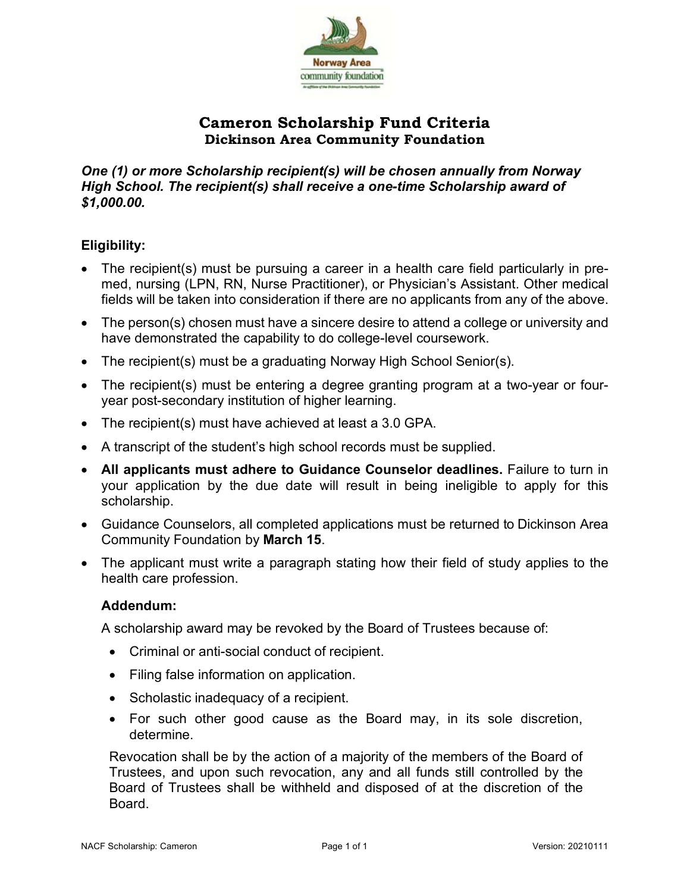Norway Area community foundation

# Cameron Scholarship Fund Criteria
## Dickinson Area Community Foundation

***One (1) or more Scholarship recipient(s) will be chosen annually from Norway High School. The recipient(s) shall receive a one-time Scholarship award of $1,000.00.***

**Eligibility:**

- The recipient(s) must be pursuing a career in a health care field particularly in pre-med, nursing (LPN, RN, Nurse Practitioner), or Physician's Assistant. Other medical fields will be taken into consideration if there are no applicants from any of the above.
- The person(s) chosen must have a sincere desire to attend a college or university and have demonstrated the capability to do college-level coursework.
- The recipient(s) must be a graduating Norway High School Senior(s).
- The recipient(s) must be entering a degree granting program at a two-year or four-year post-secondary institution of higher learning.
- The recipient(s) must have achieved at least a 3.0 GPA.
- A transcript of the student's high school records must be supplied.
- **All applicants must adhere to Guidance Counselor deadlines.** Failure to turn in your application by the due date will result in being ineligible to apply for this scholarship.
- Guidance Counselors, all completed applications must be returned to Dickinson Area Community Foundation by **March 15**.
- The applicant must write a paragraph stating how their field of study applies to the health care profession.

**Addendum:**

A scholarship award may be revoked by the Board of Trustees because of:

- Criminal or anti-social conduct of recipient.
- Filing false information on application.
- Scholastic inadequacy of a recipient.
- For such other good cause as the Board may, in its sole discretion, determine.

Revocation shall be by the action of a majority of the members of the Board of Trustees, and upon such revocation, any and all funds still controlled by the Board of Trustees shall be withheld and disposed of at the discretion of the Board.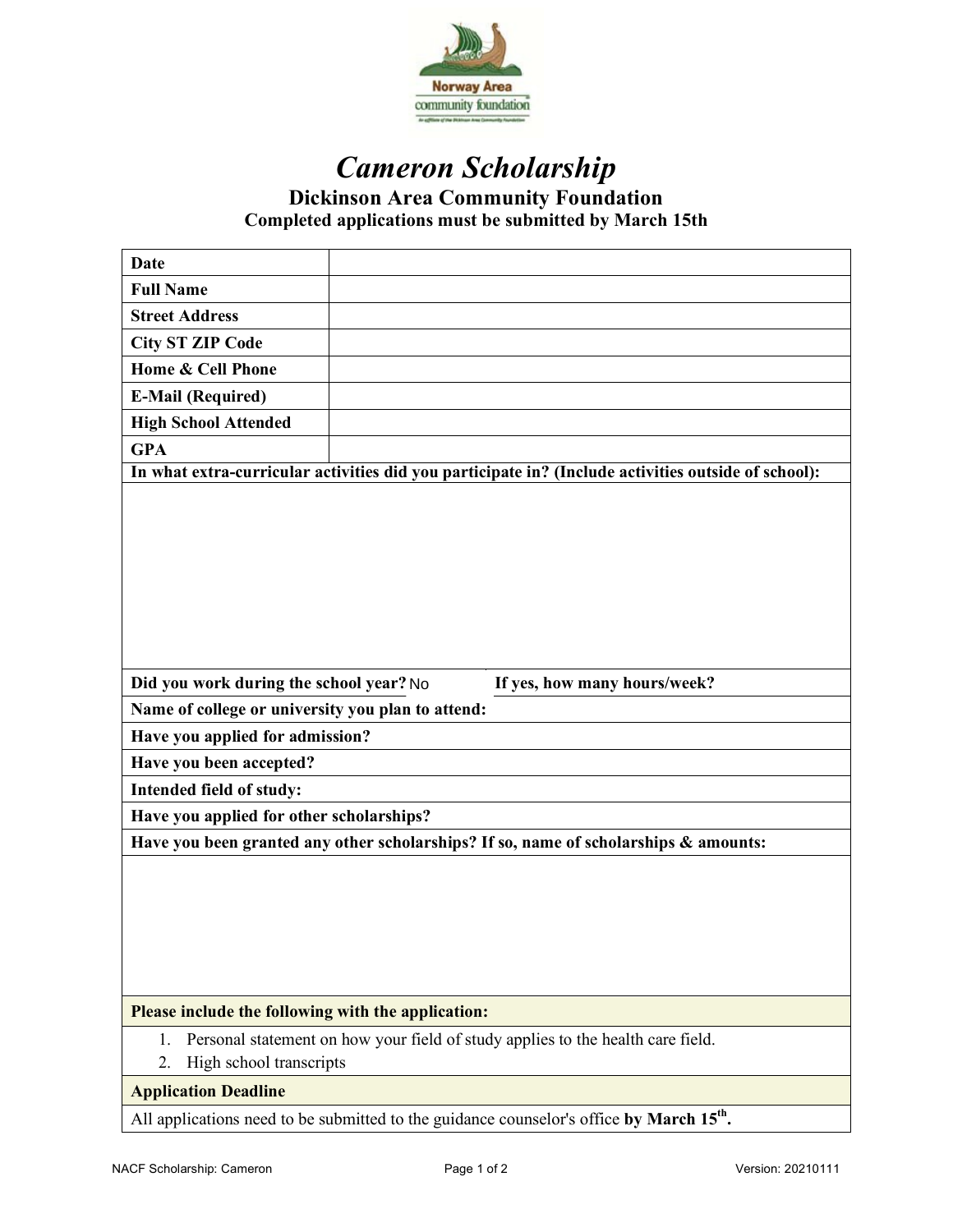# *Cameron Scholarship*

## Dickinson Area Community Foundation

**Completed applications must be submitted by March 15th**

| | |
|---|---|
| **Date** | |
| **Full Name** | |
| **Street Address** | |
| **City ST ZIP Code** | |
| **Home & Cell Phone** | |
| **E-Mail (Required)** | |
| **High School Attended** | |
| **GPA** | |

**In what extra-curricular activities did you participate in? (Include activities outside of school):**

**Did you work during the school year?** No **If yes, how many hours/week?**

**Name of college or university you plan to attend:**

**Have you applied for admission?**

**Have you been accepted?**

**Intended field of study:**

**Have you applied for other scholarships?**

**Have you been granted any other scholarships? If so, name of scholarships & amounts:**

**Please include the following with the application:**

1. Personal statement on how your field of study applies to the health care field.
2. High school transcripts

**Application Deadline**

All applications need to be submitted to the guidance counselor's office **by March 15th.**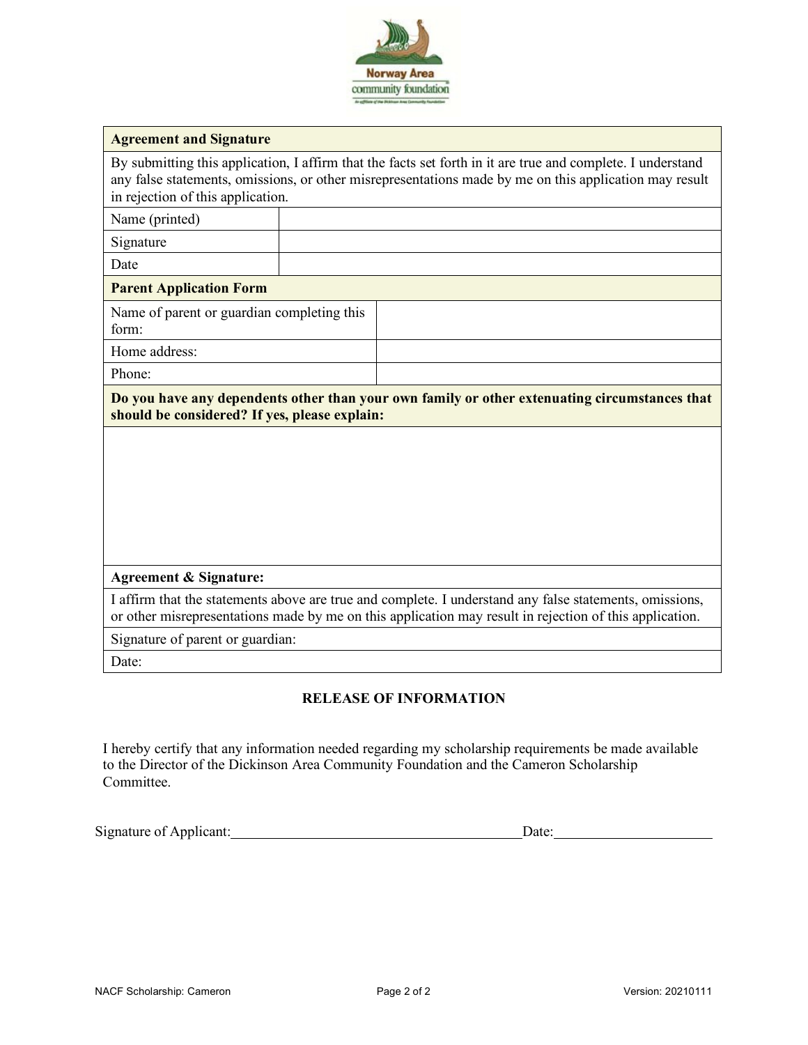| Agreement and Signature | |
| --- | --- |
| By submitting this application, I affirm that the facts set forth in it are true and complete. I understand any false statements, omissions, or other misrepresentations made by me on this application may result in rejection of this application. | |
| Name (printed) | |
| Signature | |
| Date | |

| Parent Application Form | |
| --- | --- |
| Name of parent or guardian completing this form: | |
| Home address: | |
| Phone: | |

| Do you have any dependents other than your own family or other extenuating circumstances that should be considered? If yes, please explain: |
| --- |
| |

| Agreement & Signature: |
| --- |
| I affirm that the statements above are true and complete. I understand any false statements, omissions, or other misrepresentations made by me on this application may result in rejection of this application. |
| Signature of parent or guardian: |
| Date: |

## RELEASE OF INFORMATION

I hereby certify that any information needed regarding my scholarship requirements be made available to the Director of the Dickinson Area Community Foundation and the Cameron Scholarship Committee.

Signature of Applicant:________________________________________Date:______________________